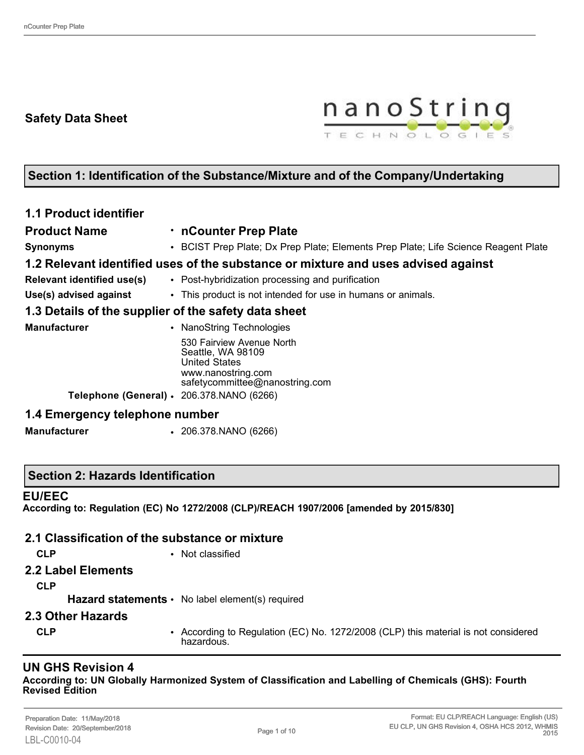# Safety Data Sheet

## Section 1: Identification of the Substance/Mixture and of the Company/Undertaking

### 1.1 Product identifier

| | |
|---|---|
| **Product Name** | • **nCounter Prep Plate** |
| **Synonyms** | • BCIST Prep Plate; Dx Prep Plate; Elements Prep Plate; Life Science Reagent Plate |

### 1.2 Relevant identified uses of the substance or mixture and uses advised against

| | |
|---|---|
| **Relevant identified use(s)** | • Post-hybridization processing and purification |
| **Use(s) advised against** | • This product is not intended for use in humans or animals. |

### 1.3 Details of the supplier of the safety data sheet

| | |
|---|---|
| **Manufacturer** | • NanoString Technologies<br>530 Fairview Avenue North<br>Seattle, WA 98109<br>United States<br>www.nanostring.com<br>safetycommittee@nanostring.com |
| **Telephone (General)** | • 206.378.NANO (6266) |

### 1.4 Emergency telephone number

| | |
|---|---|
| **Manufacturer** | • 206.378.NANO (6266) |

## Section 2: Hazards Identification

### EU/EEC

**According to: Regulation (EC) No 1272/2008 (CLP)/REACH 1907/2006 [amended by 2015/830]**

### 2.1 Classification of the substance or mixture

**CLP** • Not classified

### 2.2 Label Elements

**CLP**

**Hazard statements** • No label element(s) required

### 2.3 Other Hazards

**CLP** • According to Regulation (EC) No. 1272/2008 (CLP) this material is not considered hazardous.

### UN GHS Revision 4

**According to: UN Globally Harmonized System of Classification and Labelling of Chemicals (GHS): Fourth Revised Edition**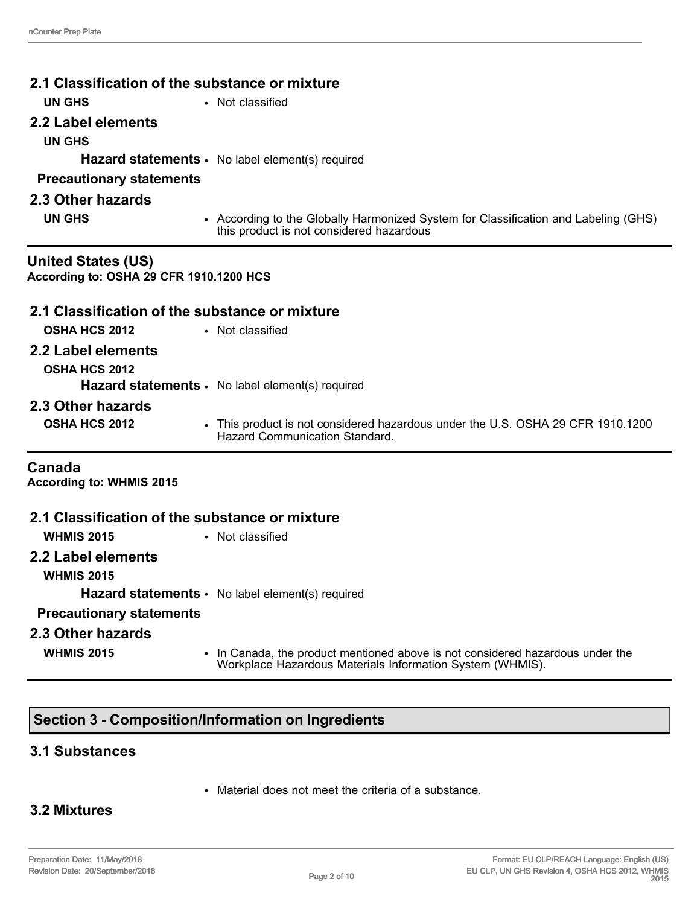### 2.1 Classification of the substance or mixture

**UN GHS** • Not classified

### 2.2 Label elements

**UN GHS**

**Hazard statements** • No label element(s) required

**Precautionary statements**

### 2.3 Other hazards

**UN GHS** • According to the Globally Harmonized System for Classification and Labeling (GHS) this product is not considered hazardous

## United States (US)

**According to: OSHA 29 CFR 1910.1200 HCS**

### 2.1 Classification of the substance or mixture

**OSHA HCS 2012** • Not classified

### 2.2 Label elements

**OSHA HCS 2012**

**Hazard statements** • No label element(s) required

### 2.3 Other hazards

**OSHA HCS 2012** • This product is not considered hazardous under the U.S. OSHA 29 CFR 1910.1200 Hazard Communication Standard.

## Canada

**According to: WHMIS 2015**

### 2.1 Classification of the substance or mixture

**WHMIS 2015** • Not classified

### 2.2 Label elements

**WHMIS 2015**

**Hazard statements** • No label element(s) required

**Precautionary statements**

### 2.3 Other hazards

**WHMIS 2015** • In Canada, the product mentioned above is not considered hazardous under the Workplace Hazardous Materials Information System (WHMIS).

## Section 3 - Composition/Information on Ingredients

### 3.1 Substances

• Material does not meet the criteria of a substance.

### 3.2 Mixtures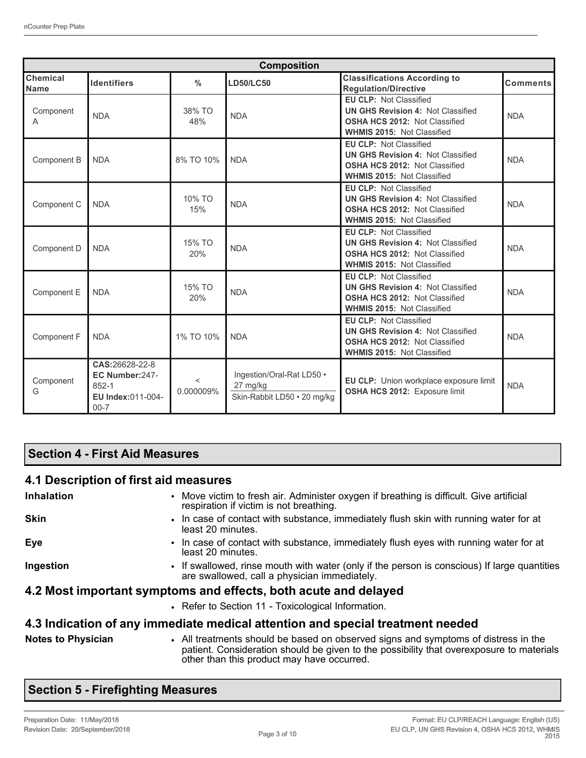| Composition | | | | | |
|---|---|---|---|---|---|
| **Chemical Name** | **Identifiers** | **%** | **LD50/LC50** | **Classifications According to Regulation/Directive** | **Comments** |
| Component A | NDA | 38% TO 48% | NDA | **EU CLP:** Not Classified<br>**UN GHS Revision 4:** Not Classified<br>**OSHA HCS 2012:** Not Classified<br>**WHMIS 2015:** Not Classified | NDA |
| Component B | NDA | 8% TO 10% | NDA | **EU CLP:** Not Classified<br>**UN GHS Revision 4:** Not Classified<br>**OSHA HCS 2012:** Not Classified<br>**WHMIS 2015:** Not Classified | NDA |
| Component C | NDA | 10% TO 15% | NDA | **EU CLP:** Not Classified<br>**UN GHS Revision 4:** Not Classified<br>**OSHA HCS 2012:** Not Classified<br>**WHMIS 2015:** Not Classified | NDA |
| Component D | NDA | 15% TO 20% | NDA | **EU CLP:** Not Classified<br>**UN GHS Revision 4:** Not Classified<br>**OSHA HCS 2012:** Not Classified<br>**WHMIS 2015:** Not Classified | NDA |
| Component E | NDA | 15% TO 20% | NDA | **EU CLP:** Not Classified<br>**UN GHS Revision 4:** Not Classified<br>**OSHA HCS 2012:** Not Classified<br>**WHMIS 2015:** Not Classified | NDA |
| Component F | NDA | 1% TO 10% | NDA | **EU CLP:** Not Classified<br>**UN GHS Revision 4:** Not Classified<br>**OSHA HCS 2012:** Not Classified<br>**WHMIS 2015:** Not Classified | NDA |
| Component G | **CAS:**26628-22-8<br>**EC Number:**247-852-1<br>**EU Index:**011-004-00-7 | < 0.000009% | Ingestion/Oral-Rat LD50 • 27 mg/kg<br>Skin-Rabbit LD50 • 20 mg/kg | **EU CLP:** Union workplace exposure limit<br>**OSHA HCS 2012:** Exposure limit | NDA |

## Section 4 - First Aid Measures

### 4.1 Description of first aid measures

**Inhalation**
- Move victim to fresh air. Administer oxygen if breathing is difficult. Give artificial respiration if victim is not breathing.

**Skin**
- In case of contact with substance, immediately flush skin with running water for at least 20 minutes.

**Eye**
- In case of contact with substance, immediately flush eyes with running water for at least 20 minutes.

**Ingestion**
- If swallowed, rinse mouth with water (only if the person is conscious) If large quantities are swallowed, call a physician immediately.

### 4.2 Most important symptoms and effects, both acute and delayed

- Refer to Section 11 - Toxicological Information.

### 4.3 Indication of any immediate medical attention and special treatment needed

**Notes to Physician**
- All treatments should be based on observed signs and symptoms of distress in the patient. Consideration should be given to the possibility that overexposure to materials other than this product may have occurred.

## Section 5 - Firefighting Measures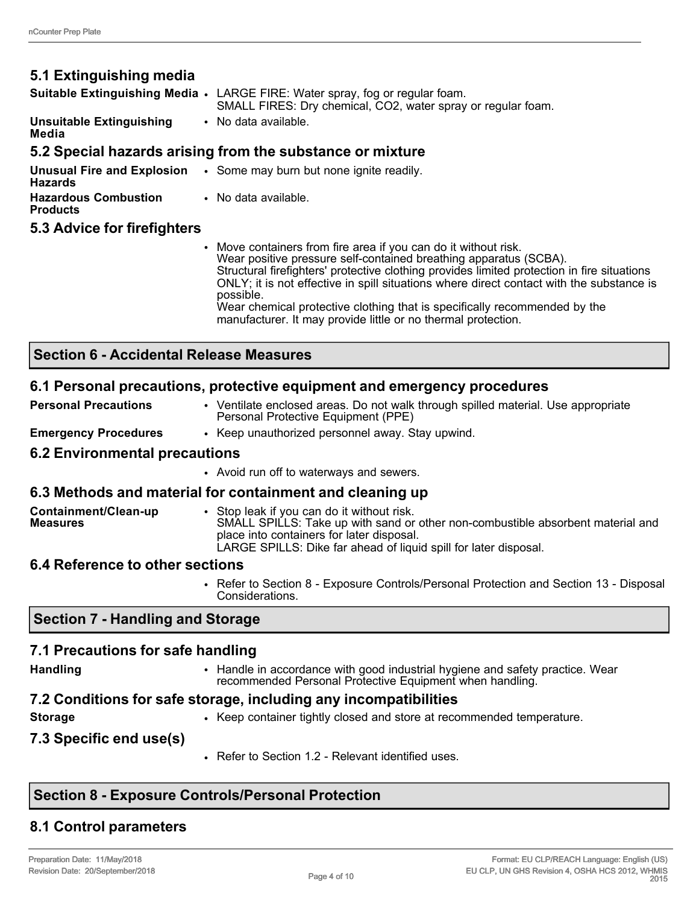### 5.1 Extinguishing media

**Suitable Extinguishing Media**
- LARGE FIRE: Water spray, fog or regular foam.
  SMALL FIRES: Dry chemical, $CO_2$, water spray or regular foam.

**Unsuitable Extinguishing Media**
- No data available.

### 5.2 Special hazards arising from the substance or mixture

**Unusual Fire and Explosion Hazards**
- Some may burn but none ignite readily.

**Hazardous Combustion Products**
- No data available.

### 5.3 Advice for firefighters

- Move containers from fire area if you can do it without risk.
  Wear positive pressure self-contained breathing apparatus (SCBA).
  Structural firefighters' protective clothing provides limited protection in fire situations ONLY; it is not effective in spill situations where direct contact with the substance is possible.
  Wear chemical protective clothing that is specifically recommended by the manufacturer. It may provide little or no thermal protection.

## Section 6 - Accidental Release Measures

### 6.1 Personal precautions, protective equipment and emergency procedures

**Personal Precautions**
- Ventilate enclosed areas. Do not walk through spilled material. Use appropriate Personal Protective Equipment (PPE)

**Emergency Procedures**
- Keep unauthorized personnel away. Stay upwind.

### 6.2 Environmental precautions

- Avoid run off to waterways and sewers.

### 6.3 Methods and material for containment and cleaning up

**Containment/Clean-up Measures**
- Stop leak if you can do it without risk.
  SMALL SPILLS: Take up with sand or other non-combustible absorbent material and place into containers for later disposal.
  LARGE SPILLS: Dike far ahead of liquid spill for later disposal.

### 6.4 Reference to other sections

- Refer to Section 8 - Exposure Controls/Personal Protection and Section 13 - Disposal Considerations.

## Section 7 - Handling and Storage

### 7.1 Precautions for safe handling

**Handling**
- Handle in accordance with good industrial hygiene and safety practice. Wear recommended Personal Protective Equipment when handling.

### 7.2 Conditions for safe storage, including any incompatibilities

**Storage**
- Keep container tightly closed and store at recommended temperature.

### 7.3 Specific end use(s)

- Refer to Section 1.2 - Relevant identified uses.

## Section 8 - Exposure Controls/Personal Protection

### 8.1 Control parameters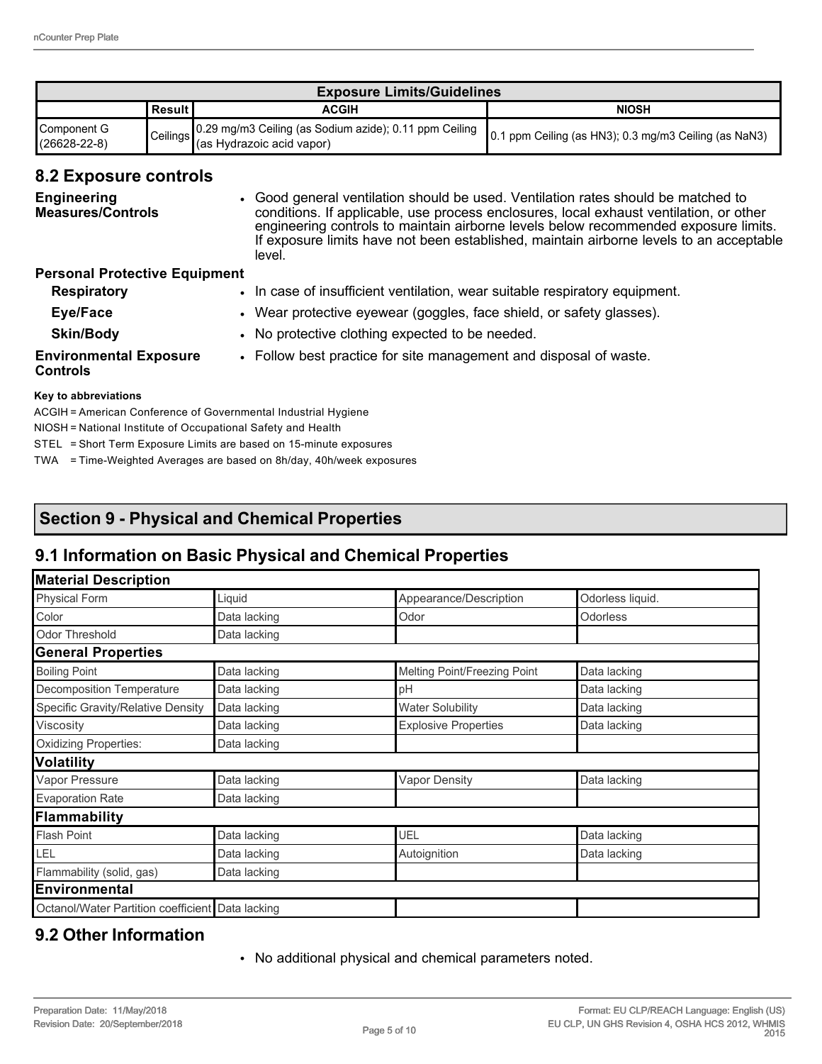| Exposure Limits/Guidelines | | | |
|---|---|---|---|
| | Result | ACGIH | NIOSH |
| Component G (26628-22-8) | Ceilings | 0.29 mg/m3 Ceiling (as Sodium azide); 0.11 ppm Ceiling (as Hydrazoic acid vapor) | 0.1 ppm Ceiling (as HN3); 0.3 mg/m3 Ceiling (as NaN3) |

## 8.2 Exposure controls

**Engineering Measures/Controls**
- Good general ventilation should be used. Ventilation rates should be matched to conditions. If applicable, use process enclosures, local exhaust ventilation, or other engineering controls to maintain airborne levels below recommended exposure limits. If exposure limits have not been established, maintain airborne levels to an acceptable level.

**Personal Protective Equipment**

**Respiratory**
- In case of insufficient ventilation, wear suitable respiratory equipment.

**Eye/Face**
- Wear protective eyewear (goggles, face shield, or safety glasses).

**Skin/Body**
- No protective clothing expected to be needed.

**Environmental Exposure Controls**
- Follow best practice for site management and disposal of waste.

**Key to abbreviations**

ACGIH = American Conference of Governmental Industrial Hygiene

NIOSH = National Institute of Occupational Safety and Health

STEL = Short Term Exposure Limits are based on 15-minute exposures

TWA = Time-Weighted Averages are based on 8h/day, 40h/week exposures

# Section 9 - Physical and Chemical Properties

## 9.1 Information on Basic Physical and Chemical Properties

| Material Description | | | |
|---|---|---|---|
| Physical Form | Liquid | Appearance/Description | Odorless liquid. |
| Color | Data lacking | Odor | Odorless |
| Odor Threshold | Data lacking | | |
| **General Properties** | | | |
| Boiling Point | Data lacking | Melting Point/Freezing Point | Data lacking |
| Decomposition Temperature | Data lacking | pH | Data lacking |
| Specific Gravity/Relative Density | Data lacking | Water Solubility | Data lacking |
| Viscosity | Data lacking | Explosive Properties | Data lacking |
| Oxidizing Properties: | Data lacking | | |
| **Volatility** | | | |
| Vapor Pressure | Data lacking | Vapor Density | Data lacking |
| Evaporation Rate | Data lacking | | |
| **Flammability** | | | |
| Flash Point | Data lacking | UEL | Data lacking |
| LEL | Data lacking | Autoignition | Data lacking |
| Flammability (solid, gas) | Data lacking | | |
| **Environmental** | | | |
| Octanol/Water Partition coefficient | Data lacking | | |

## 9.2 Other Information

- No additional physical and chemical parameters noted.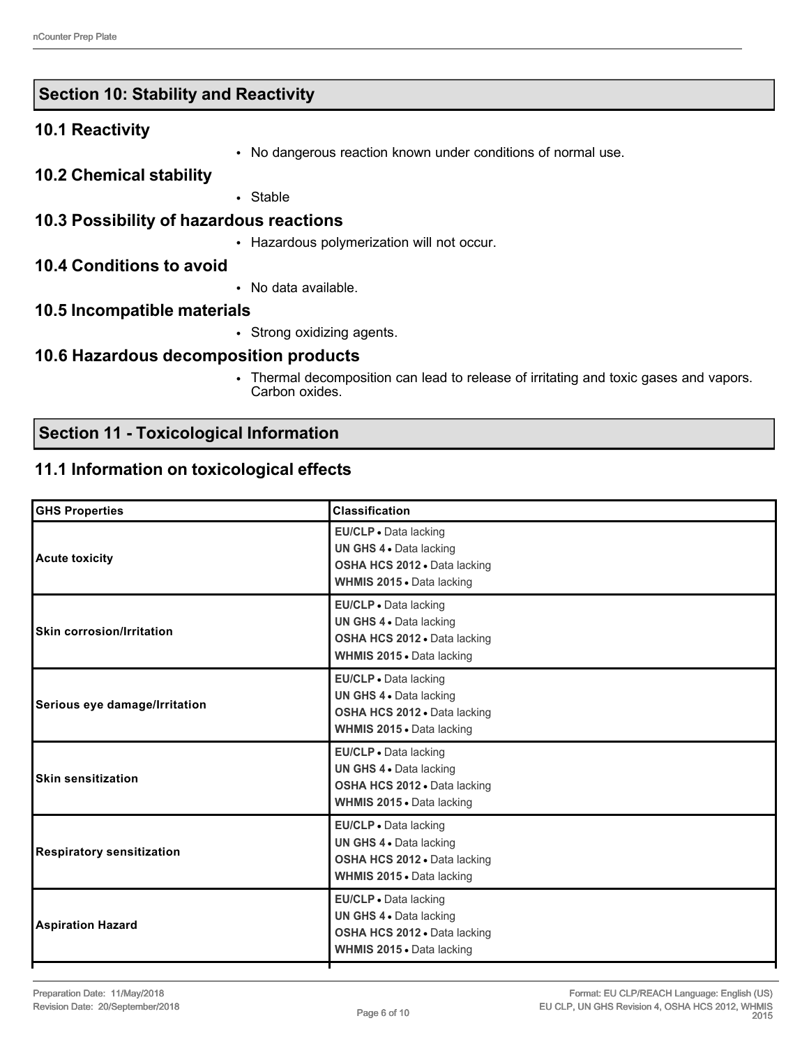## Section 10: Stability and Reactivity

### 10.1 Reactivity

- No dangerous reaction known under conditions of normal use.

### 10.2 Chemical stability

- Stable

### 10.3 Possibility of hazardous reactions

- Hazardous polymerization will not occur.

### 10.4 Conditions to avoid

- No data available.

### 10.5 Incompatible materials

- Strong oxidizing agents.

### 10.6 Hazardous decomposition products

- Thermal decomposition can lead to release of irritating and toxic gases and vapors. Carbon oxides.

## Section 11 - Toxicological Information

### 11.1 Information on toxicological effects

| GHS Properties | Classification |
| --- | --- |
| Acute toxicity | **EU/CLP** • Data lacking<br>**UN GHS 4** • Data lacking<br>**OSHA HCS 2012** • Data lacking<br>**WHMIS 2015** • Data lacking |
| Skin corrosion/Irritation | **EU/CLP** • Data lacking<br>**UN GHS 4** • Data lacking<br>**OSHA HCS 2012** • Data lacking<br>**WHMIS 2015** • Data lacking |
| Serious eye damage/Irritation | **EU/CLP** • Data lacking<br>**UN GHS 4** • Data lacking<br>**OSHA HCS 2012** • Data lacking<br>**WHMIS 2015** • Data lacking |
| Skin sensitization | **EU/CLP** • Data lacking<br>**UN GHS 4** • Data lacking<br>**OSHA HCS 2012** • Data lacking<br>**WHMIS 2015** • Data lacking |
| Respiratory sensitization | **EU/CLP** • Data lacking<br>**UN GHS 4** • Data lacking<br>**OSHA HCS 2012** • Data lacking<br>**WHMIS 2015** • Data lacking |
| Aspiration Hazard | **EU/CLP** • Data lacking<br>**UN GHS 4** • Data lacking<br>**OSHA HCS 2012** • Data lacking<br>**WHMIS 2015** • Data lacking |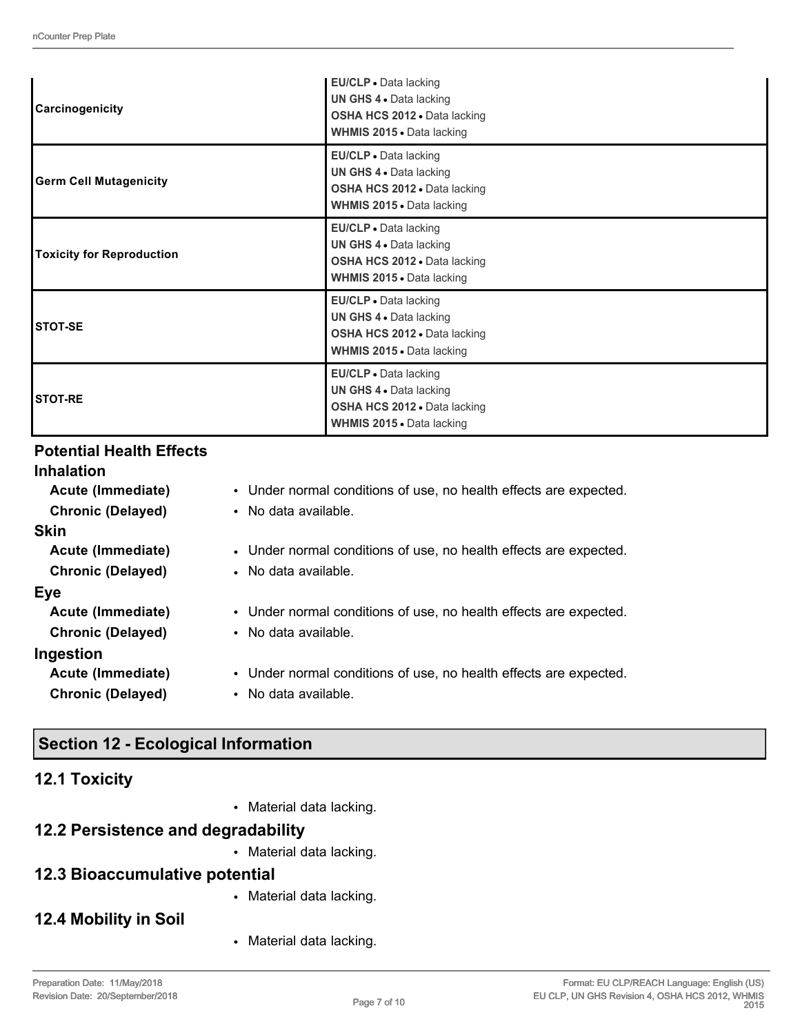| | |
|---|---|
| **Carcinogenicity** | **EU/CLP** • Data lacking<br>**UN GHS 4** • Data lacking<br>**OSHA HCS 2012** • Data lacking<br>**WHMIS 2015** • Data lacking |
| **Germ Cell Mutagenicity** | **EU/CLP** • Data lacking<br>**UN GHS 4** • Data lacking<br>**OSHA HCS 2012** • Data lacking<br>**WHMIS 2015** • Data lacking |
| **Toxicity for Reproduction** | **EU/CLP** • Data lacking<br>**UN GHS 4** • Data lacking<br>**OSHA HCS 2012** • Data lacking<br>**WHMIS 2015** • Data lacking |
| **STOT-SE** | **EU/CLP** • Data lacking<br>**UN GHS 4** • Data lacking<br>**OSHA HCS 2012** • Data lacking<br>**WHMIS 2015** • Data lacking |
| **STOT-RE** | **EU/CLP** • Data lacking<br>**UN GHS 4** • Data lacking<br>**OSHA HCS 2012** • Data lacking<br>**WHMIS 2015** • Data lacking |

### Potential Health Effects

**Inhalation**

- **Acute (Immediate)** • Under normal conditions of use, no health effects are expected.
- **Chronic (Delayed)** • No data available.

**Skin**

- **Acute (Immediate)** • Under normal conditions of use, no health effects are expected.
- **Chronic (Delayed)** • No data available.

**Eye**

- **Acute (Immediate)** • Under normal conditions of use, no health effects are expected.
- **Chronic (Delayed)** • No data available.

**Ingestion**

- **Acute (Immediate)** • Under normal conditions of use, no health effects are expected.
- **Chronic (Delayed)** • No data available.

## Section 12 - Ecological Information

### 12.1 Toxicity

- Material data lacking.

### 12.2 Persistence and degradability

- Material data lacking.

### 12.3 Bioaccumulative potential

- Material data lacking.

### 12.4 Mobility in Soil

- Material data lacking.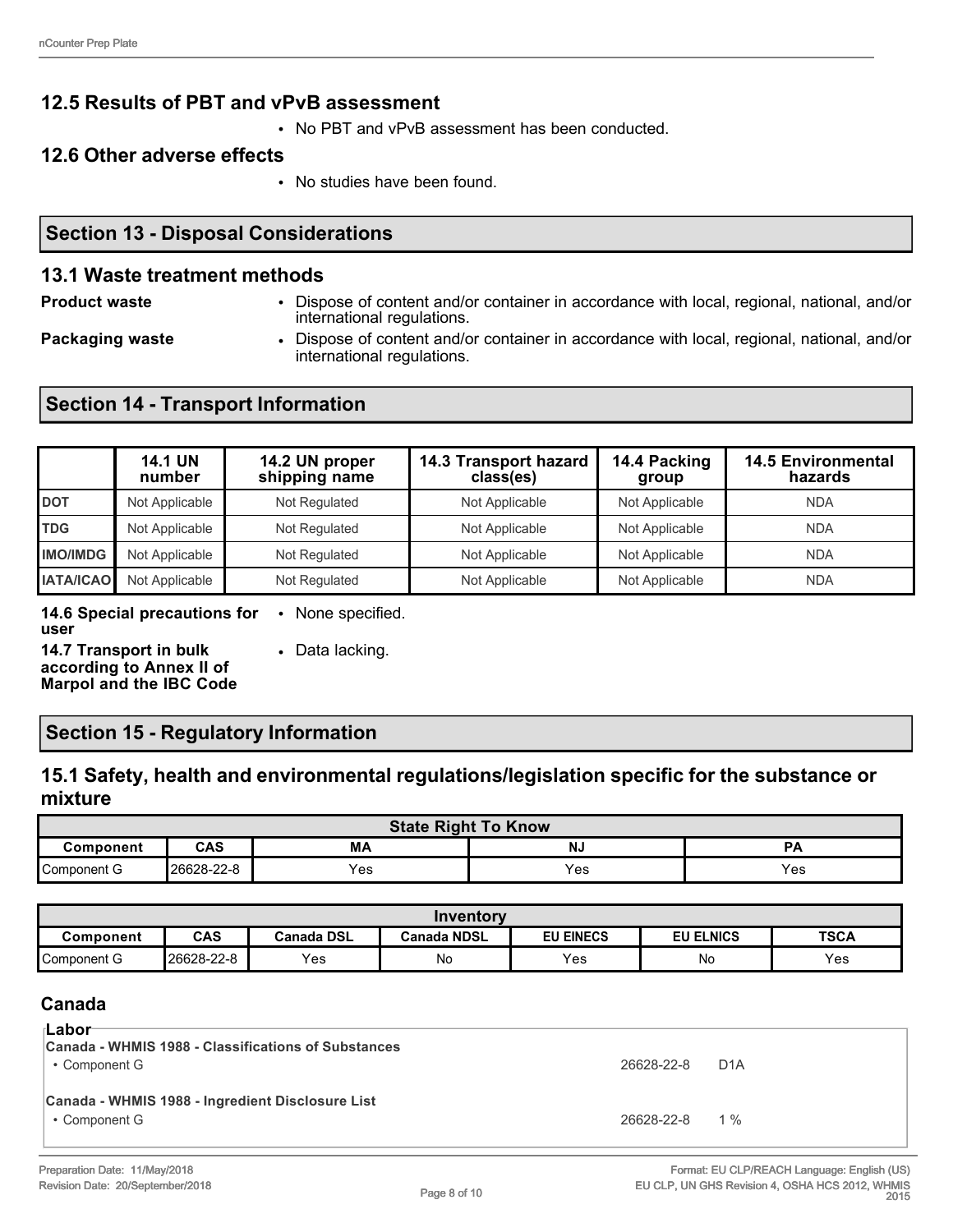## 12.5 Results of PBT and vPvB assessment

- No PBT and vPvB assessment has been conducted.

## 12.6 Other adverse effects

- No studies have been found.

# Section 13 - Disposal Considerations

## 13.1 Waste treatment methods

**Product waste**
- Dispose of content and/or container in accordance with local, regional, national, and/or international regulations.

**Packaging waste**
- Dispose of content and/or container in accordance with local, regional, national, and/or international regulations.

# Section 14 - Transport Information

| | 14.1 UN number | 14.2 UN proper shipping name | 14.3 Transport hazard class(es) | 14.4 Packing group | 14.5 Environmental hazards |
|---|---|---|---|---|---|
| **DOT** | Not Applicable | Not Regulated | Not Applicable | Not Applicable | NDA |
| **TDG** | Not Applicable | Not Regulated | Not Applicable | Not Applicable | NDA |
| **IMO/IMDG** | Not Applicable | Not Regulated | Not Applicable | Not Applicable | NDA |
| **IATA/ICAO** | Not Applicable | Not Regulated | Not Applicable | Not Applicable | NDA |

**14.6 Special precautions for user**
- None specified.

**14.7 Transport in bulk according to Annex II of Marpol and the IBC Code**
- Data lacking.

# Section 15 - Regulatory Information

## 15.1 Safety, health and environmental regulations/legislation specific for the substance or mixture

| State Right To Know | | | | |
|---|---|---|---|---|
| **Component** | **CAS** | **MA** | **NJ** | **PA** |
| Component G | 26628-22-8 | Yes | Yes | Yes |

| Inventory | | | | | | |
|---|---|---|---|---|---|---|
| **Component** | **CAS** | **Canada DSL** | **Canada NDSL** | **EU EINECS** | **EU ELNICS** | **TSCA** |
| Component G | 26628-22-8 | Yes | No | Yes | No | Yes |

### Canada

**Labor**

**Canada - WHMIS 1988 - Classifications of Substances**
- Component G — 26628-22-8 — D1A

**Canada - WHMIS 1988 - Ingredient Disclosure List**
- Component G — 26628-22-8 — 1 %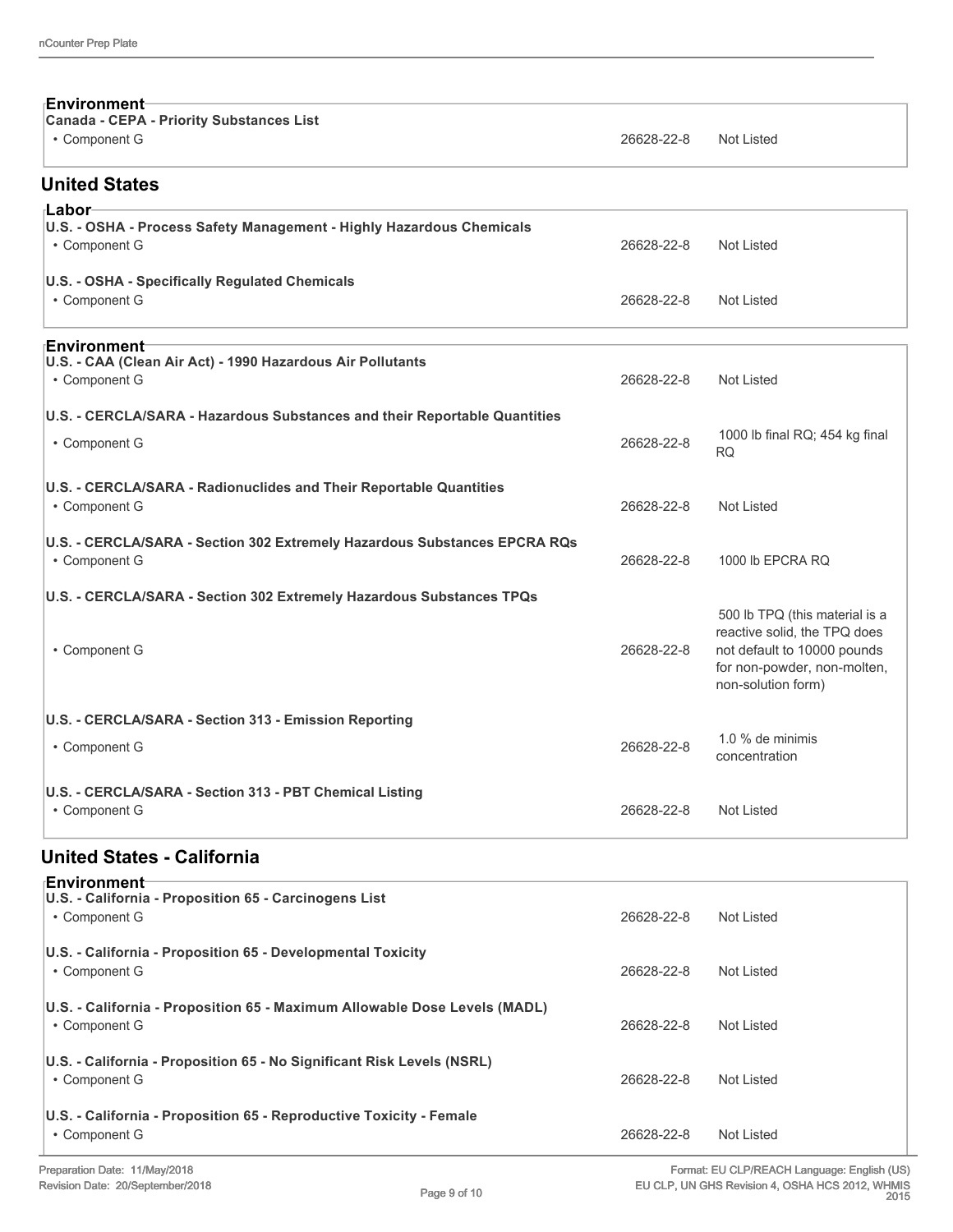### Environment

**Canada - CEPA - Priority Substances List**

| | | |
|---|---|---|
| • Component G | 26628-22-8 | Not Listed |

## United States

### Labor

**U.S. - OSHA - Process Safety Management - Highly Hazardous Chemicals**

| | | |
|---|---|---|
| • Component G | 26628-22-8 | Not Listed |

**U.S. - OSHA - Specifically Regulated Chemicals**

| | | |
|---|---|---|
| • Component G | 26628-22-8 | Not Listed |

### Environment

**U.S. - CAA (Clean Air Act) - 1990 Hazardous Air Pollutants**

| | | |
|---|---|---|
| • Component G | 26628-22-8 | Not Listed |

**U.S. - CERCLA/SARA - Hazardous Substances and their Reportable Quantities**

| | | |
|---|---|---|
| • Component G | 26628-22-8 | 1000 lb final RQ; 454 kg final RQ |

**U.S. - CERCLA/SARA - Radionuclides and Their Reportable Quantities**

| | | |
|---|---|---|
| • Component G | 26628-22-8 | Not Listed |

**U.S. - CERCLA/SARA - Section 302 Extremely Hazardous Substances EPCRA RQs**

| | | |
|---|---|---|
| • Component G | 26628-22-8 | 1000 lb EPCRA RQ |

**U.S. - CERCLA/SARA - Section 302 Extremely Hazardous Substances TPQs**

| | | |
|---|---|---|
| • Component G | 26628-22-8 | 500 lb TPQ (this material is a reactive solid, the TPQ does not default to 10000 pounds for non-powder, non-molten, non-solution form) |

**U.S. - CERCLA/SARA - Section 313 - Emission Reporting**

| | | |
|---|---|---|
| • Component G | 26628-22-8 | 1.0 % de minimis concentration |

**U.S. - CERCLA/SARA - Section 313 - PBT Chemical Listing**

| | | |
|---|---|---|
| • Component G | 26628-22-8 | Not Listed |

## United States - California

### Environment

**U.S. - California - Proposition 65 - Carcinogens List**

| | | |
|---|---|---|
| • Component G | 26628-22-8 | Not Listed |

**U.S. - California - Proposition 65 - Developmental Toxicity**

| | | |
|---|---|---|
| • Component G | 26628-22-8 | Not Listed |

**U.S. - California - Proposition 65 - Maximum Allowable Dose Levels (MADL)**

| | | |
|---|---|---|
| • Component G | 26628-22-8 | Not Listed |

**U.S. - California - Proposition 65 - No Significant Risk Levels (NSRL)**

| | | |
|---|---|---|
| • Component G | 26628-22-8 | Not Listed |

**U.S. - California - Proposition 65 - Reproductive Toxicity - Female**

| | | |
|---|---|---|
| • Component G | 26628-22-8 | Not Listed |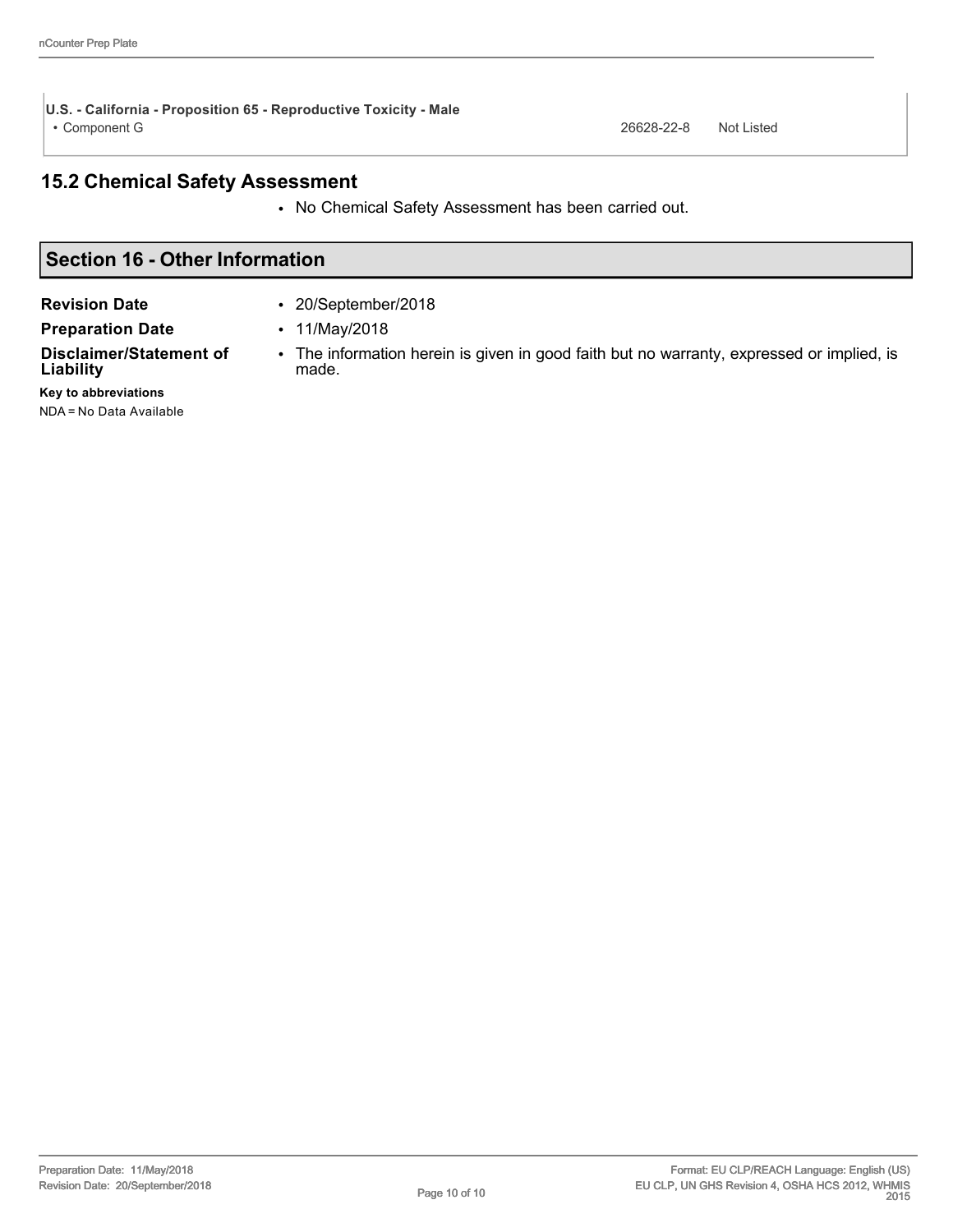| | | |
|---|---|---|
| **U.S. - California - Proposition 65 - Reproductive Toxicity - Male** | | |
| • Component G | 26628-22-8 | Not Listed |

## 15.2 Chemical Safety Assessment

- No Chemical Safety Assessment has been carried out.

## Section 16 - Other Information

**Revision Date**
- 20/September/2018

**Preparation Date**
- 11/May/2018

**Disclaimer/Statement of Liability**
- The information herein is given in good faith but no warranty, expressed or implied, is made.

**Key to abbreviations**

NDA = No Data Available